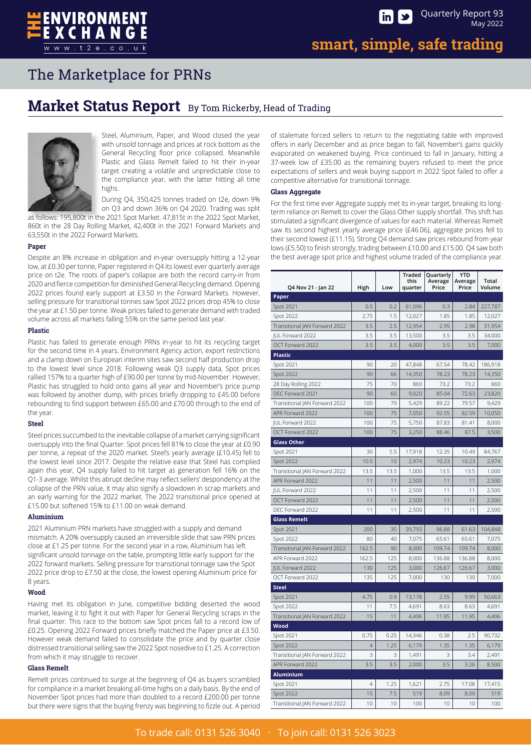# The Marketplace for PRNs

## Market Status Report By Tom Rickerby, Head of Trading

Steel, Aluminium, Paper, and Wood closed the year with unsold tonnage and prices at rock bottom as the General Recycling floor price collapsed. Meanwhile Plastic and Glass Remelt failed to hit their in-year target creating a volatile and unpredictable close to the compliance year, with the latter hitting all time highs.

During Q4, 350,425 tonnes traded on t2e, down 9% on Q3 and down 36% on Q4 2020. Trading was split as follows: 195,800t in the 2021 Spot Market. 47,815t in the 2022 Spot Market, 860t in the 28 Day Rolling Market, 42,400t in the 2021 Forward Markets and 63,550t in the 2022 Forward Markets.

### Paper

Despite an 8% increase in obligation and in-year oversupply hitting a 12-year low, at £0.30 per tonne, Paper registered in Q4 its lowest ever quarterly average price on t2e. The roots of paper's collapse are both the record carry-in from 2020 and fierce competition for diminished General Recycling demand. Opening 2022 prices found early support at £3.50 in the Forward Markets. However, selling pressure for transitional tonnes saw Spot 2022 prices drop 45% to close the year at £1.50 per tonne. Weak prices failed to generate demand with traded volume across all markets falling 55% on the same period last year.

### Plastic

Plastic has failed to generate enough PRNs in-year to hit its recycling target for the second time in 4 years. Environment Agency action, export restrictions and a clamp down on European interim sites saw second half production drop to the lowest level since 2018. Following weak Q3 supply data, Spot prices rallied 157% to a quarter high of £90.00 per tonne by mid-November. However, Plastic has struggled to hold onto gains all year and November's price pump was followed by another dump, with prices briefly dropping to £45.00 before rebounding to find support between £65.00 and £70.00 through to the end of the year.

### Steel

Steel prices succumbed to the inevitable collapse of a market carrying significant oversupply into the final Quarter. Spot prices fell 81% to close the year at £0.90 per tonne, a repeat of the 2020 market. Steel's yearly average (£10.45) fell to the lowest level since 2017. Despite the relative ease that Steel has complied again this year, Q4 supply failed to hit target as generation fell 16% on the Q1-3 average. Whilst this abrupt decline may reflect sellers' despondency at the collapse of the PRN value, it may also signify a slowdown in scrap markets and an early warning for the 2022 market. The 2022 transitional price opened at £15.00 but softened 15% to £11.00 on weak demand.

### Aluminium

2021 Aluminium PRN markets have struggled with a supply and demand mismatch. A 20% oversupply caused an irreversible slide that saw PRN prices close at £1.25 per tonne. For the second year in a row, Aluminium has left significant unsold tonnage on the table, prompting little early support for the 2022 forward markets. Selling pressure for transitional tonnage saw the Spot 2022 price drop to £7.50 at the close, the lowest opening Aluminium price for 8 years.

### Wood

Having met its obligation in June, competitive bidding deserted the wood market, leaving it to fight it out with Paper for General Recycling scraps in the final quarter. This race to the bottom saw Spot prices fall to a record low of £0.25. Opening 2022 Forward prices briefly matched the Paper price at £3.50. However weak demand failed to consolidate the price and by quarter close distressed transitional selling saw the 2022 Spot nosedive to £1.25. A correction from which it may struggle to recover.

### Glass Remelt

Remelt prices continued to surge at the beginning of Q4 as buyers scrambled for compliance in a market breaking all-time highs on a daily basis. By the end of November Spot prices had more than doubled to a record £200.00 per tonne but there were signs that the buying frenzy was beginning to fizzle out. A period of stalemate forced sellers to return to the negotiating table with improved offers in early December and as price began to fall, November's gains quickly evaporated on weakened buying. Price continued to fall in January, hitting a 37-week low of £35.00 as the remaining buyers refused to meet the price expectations of sellers and weak buying support in 2022 Spot failed to offer a competitive alternative for transitional tonnage.

### Glass Aggregate

For the first time ever Aggregate supply met its in-year target, breaking its long-term reliance on Remelt to cover the Glass Other supply shortfall. This shift has stimulated a significant divergence of values for each material. Whereas Remelt saw its second highest yearly average price (£46.06), aggregate prices fell to their second lowest (£11.15). Strong Q4 demand saw prices rebound from year lows (£5.50) to finish strongly, trading between £10.00 and £15.00. Q4 saw both the best average spot price and highest volume traded of the compliance year.

| Q4 Nov 21 - Jan 22 | High | Low | Traded this quarter | Quarterly Average Price | YTD Average Price | Total Volume |
|---|---|---|---|---|---|---|
| **Paper** | | | | | | |
| Spot 2021 | 0.5 | 0.2 | 61,096 | 0.3 | 2.84 | 227,787 |
| Spot 2022 | 2.75 | 1.5 | 12,027 | 1.85 | 1.85 | 12,027 |
| Transitional JAN Forward 2022 | 3.5 | 2.5 | 12,954 | 2.95 | 2.98 | 31,954 |
| JUL Forward 2022 | 3.5 | 3.5 | 13,500 | 3.5 | 3.5 | 34,000 |
| OCT Forward 2022 | 3.5 | 3.5 | 4,000 | 3.5 | 3.5 | 7,000 |
| **Plastic** | | | | | | |
| Spot 2021 | 90 | 20 | 47,848 | 67.54 | 78.42 | 186,918 |
| Spot 2022 | 90 | 66 | 14,350 | 78.23 | 78.23 | 14,350 |
| 28 Day Rolling 2022 | 75 | 70 | 860 | 73.2 | 73.2 | 860 |
| DEC Forward 2021 | 90 | 60 | 9,020 | 85.04 | 72.63 | 23,820 |
| Transitional JAN Forward 2022 | 100 | 79 | 5,429 | 89.22 | 79.57 | 9,429 |
| APR Forward 2022 | 100 | 75 | 7,050 | 92.55 | 82.59 | 10,050 |
| JUL Forward 2022 | 100 | 75 | 5,750 | 87.83 | 81.41 | 8,000 |
| OCT Forward 2022 | 100 | 75 | 3,250 | 88.46 | 87.5 | 3,500 |
| **Glass Other** | | | | | | |
| Spot 2021 | 30 | 5.5 | 17,918 | 12.35 | 10.49 | 84,767 |
| Spot 2022 | 10.5 | 10 | 2,974 | 10.23 | 10.23 | 2,974 |
| Transitional JAN Forward 2022 | 13.5 | 13.5 | 1,000 | 13.5 | 13.5 | 1,000 |
| APR Forward 2022 | 11 | 11 | 2,500 | 11 | 11 | 2,500 |
| JUL Forward 2022 | 11 | 11 | 2,500 | 11 | 11 | 2,500 |
| OCT Forward 2022 | 11 | 11 | 2,500 | 11 | 11 | 2,500 |
| DEC Forward 2022 | 11 | 11 | 2,500 | 11 | 11 | 2,500 |
| **Glass Remelt** | | | | | | |
| Spot 2021 | 200 | 35 | 39,793 | 96.88 | 61.63 | 104,848 |
| Spot 2022 | 80 | 40 | 7,075 | 65.61 | 65.61 | 7,075 |
| Transitional JAN Forward 2022 | 162.5 | 90 | 8,000 | 109.74 | 109.74 | 8,000 |
| APR Forward 2022 | 162.5 | 125 | 8,000 | 136.88 | 136.88 | 8,000 |
| JUL Forward 2022 | 130 | 125 | 3,000 | 126.67 | 126.67 | 3,000 |
| OCT Forward 2022 | 135 | 125 | 7,000 | 130 | 130 | 7,000 |
| **Steel** | | | | | | |
| Spot 2021 | 4.75 | 0.9 | 13,178 | 2.55 | 9.99 | 50,663 |
| Spot 2022 | 11 | 7.5 | 4,691 | 8.63 | 8.63 | 4,691 |
| Transitional JAN Forward 2022 | 15 | 11 | 4,406 | 11.95 | 11.95 | 4,406 |
| **Wood** | | | | | | |
| Spot 2021 | 0.75 | 0.25 | 14,346 | 0.38 | 2.5 | 90,732 |
| Spot 2022 | 4 | 1.25 | 6,179 | 1.35 | 1.35 | 6,179 |
| Transitional JAN Forward 2022 | 3 | 3 | 1,491 | 3 | 3.4 | 2,491 |
| APR Forward 2022 | 3.5 | 3.5 | 2,000 | 3.5 | 3.26 | 8,500 |
| **Aluminium** | | | | | | |
| Spot 2021 | 4 | 1.25 | 1,621 | 2.75 | 17.08 | 17,415 |
| Spot 2022 | 15 | 7.5 | 519 | 8.09 | 8.09 | 519 |
| Transitional JAN Forward 2022 | 10 | 10 | 100 | 10 | 10 | 100 |

To trade call: 0131 526 3040 · To join call: 0131 526 3023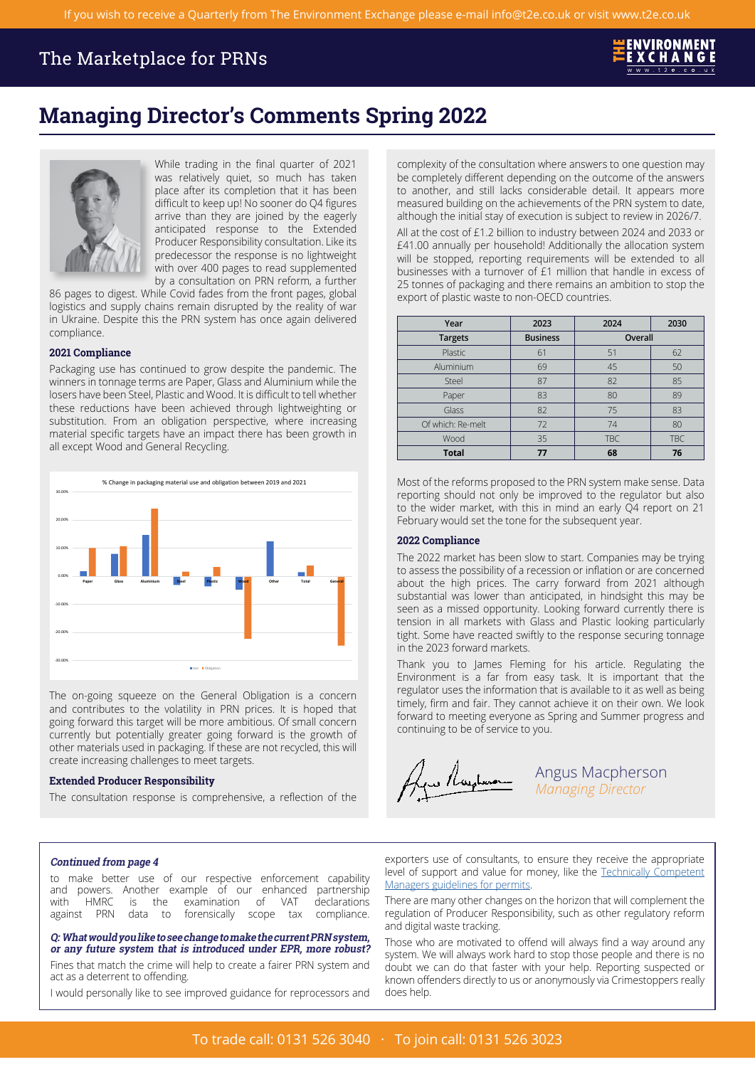# Managing Director's Comments Spring 2022

While trading in the final quarter of 2021 was relatively quiet, so much has taken place after its completion that it has been difficult to keep up! No sooner do Q4 figures arrive than they are joined by the eagerly anticipated response to the Extended Producer Responsibility consultation. Like its predecessor the response is no lightweight with over 400 pages to read supplemented by a consultation on PRN reform, a further 86 pages to digest. While Covid fades from the front pages, global logistics and supply chains remain disrupted by the reality of war in Ukraine. Despite this the PRN system has once again delivered compliance.

### 2021 Compliance

Packaging use has continued to grow despite the pandemic. The winners in tonnage terms are Paper, Glass and Aluminium while the losers have been Steel, Plastic and Wood. It is difficult to tell whether these reductions have been achieved through lightweighting or substitution. From an obligation perspective, where increasing material specific targets have an impact there has been growth in all except Wood and General Recycling.

% Change in packaging material use and obligation between 2019 and 2021

The on-going squeeze on the General Obligation is a concern and contributes to the volatility in PRN prices. It is hoped that going forward this target will be more ambitious. Of small concern currently but potentially greater going forward is the growth of other materials used in packaging. If these are not recycled, this will create increasing challenges to meet targets.

### Extended Producer Responsibility

The consultation response is comprehensive, a reflection of the complexity of the consultation where answers to one question may be completely different depending on the outcome of the answers to another, and still lacks considerable detail. It appears more measured building on the achievements of the PRN system to date, although the initial stay of execution is subject to review in 2026/7.

All at the cost of £1.2 billion to industry between 2024 and 2033 or £41.00 annually per household! Additionally the allocation system will be stopped, reporting requirements will be extended to all businesses with a turnover of £1 million that handle in excess of 25 tonnes of packaging and there remains an ambition to stop the export of plastic waste to non-OECD countries.

| Year | 2023 | 2024 | 2030 |
|---|---|---|---|
| **Targets** | **Business** | **Overall** | |
| Plastic | 61 | 51 | 62 |
| Aluminium | 69 | 45 | 50 |
| Steel | 87 | 82 | 85 |
| Paper | 83 | 80 | 89 |
| Glass | 82 | 75 | 83 |
| Of which: Re-melt | 72 | 74 | 80 |
| Wood | 35 | TBC | TBC |
| **Total** | **77** | **68** | **76** |

Most of the reforms proposed to the PRN system make sense. Data reporting should not only be improved to the regulator but also to the wider market, with this in mind an early Q4 report on 21 February would set the tone for the subsequent year.

### 2022 Compliance

The 2022 market has been slow to start. Companies may be trying to assess the possibility of a recession or inflation or are concerned about the high prices. The carry forward from 2021 although substantial was lower than anticipated, in hindsight this may be seen as a missed opportunity. Looking forward currently there is tension in all markets with Glass and Plastic looking particularly tight. Some have reacted swiftly to the response securing tonnage in the 2023 forward markets.

Thank you to James Fleming for his article. Regulating the Environment is a far from easy task. It is important that the regulator uses the information that is available to it as well as being timely, firm and fair. They cannot achieve it on their own. We look forward to meeting everyone as Spring and Summer progress and continuing to be of service to you.

Angus Macpherson
*Managing Director*

---

***Continued from page 4***

to make better use of our respective enforcement capability and powers. Another example of our enhanced partnership with HMRC is the examination of VAT declarations against PRN data to forensically scope tax compliance.

***Q: What would you like to see change to make the current PRN system, or any future system that is introduced under EPR, more robust?***

Fines that match the crime will help to create a fairer PRN system and act as a deterrent to offending.

I would personally like to see improved guidance for reprocessors and exporters use of consultants, to ensure they receive the appropriate level of support and value for money, like the Technically Competent Managers guidelines for permits.

There are many other changes on the horizon that will complement the regulation of Producer Responsibility, such as other regulatory reform and digital waste tracking.

Those who are motivated to offend will always find a way around any system. We will always work hard to stop those people and there is no doubt we can do that faster with your help. Reporting suspected or known offenders directly to us or anonymously via Crimestoppers really does help.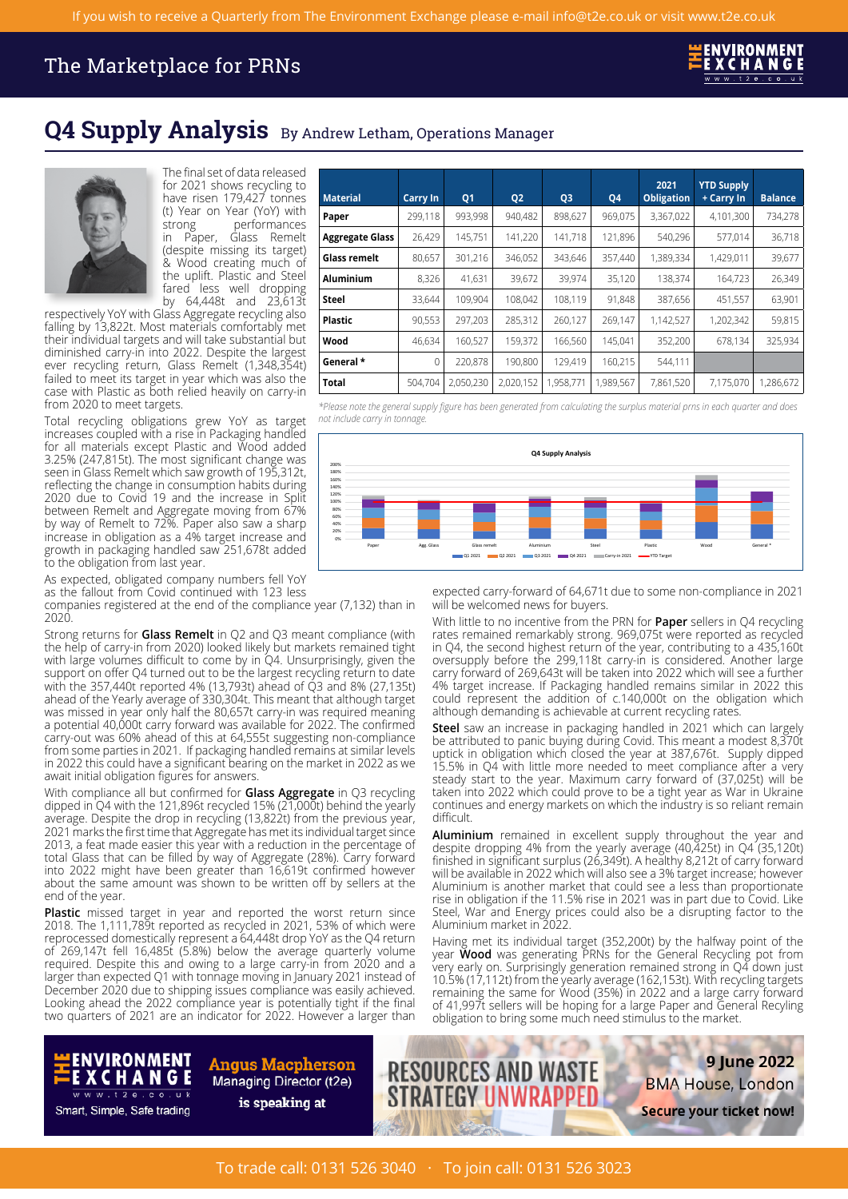# Q4 Supply Analysis

By Andrew Letham, Operations Manager

The final set of data released for 2021 shows recycling to have risen 179,427 tonnes (t) Year on Year (YoY) with strong performances in Paper, Glass Remelt (despite missing its target) & Wood creating much of the uplift. Plastic and Steel fared less well dropping by 64,448t and 23,613t respectively YoY with Glass Aggregate recycling also falling by 13,822t. Most materials comfortably met their individual targets and will take substantial but diminished carry-in into 2022. Despite the largest ever recycling return, Glass Remelt (1,348,354t) failed to meet its target in year which was also the case with Plastic as both relied heavily on carry-in from 2020 to meet targets.

Total recycling obligations grew YoY as target increases coupled with a rise in Packaging handled for all materials except Plastic and Wood added 3.25% (247,815t). The most significant change was seen in Glass Remelt which saw growth of 195,312t, reflecting the change in consumption habits during 2020 due to Covid 19 and the increase in Split between Remelt and Aggregate moving from 67% by way of Remelt to 72%. Paper also saw a sharp increase in obligation as a 4% target increase and growth in packaging handled saw 251,678t added to the obligation from last year.

As expected, obligated company numbers fell YoY as the fallout from Covid continued with 123 less companies registered at the end of the compliance year (7,132) than in 2020.

Strong returns for **Glass Remelt** in Q2 and Q3 meant compliance (with the help of carry-in from 2020) looked likely but markets remained tight with large volumes difficult to come by in Q4. Unsurprisingly, given the support on offer Q4 turned out to be the largest recycling return to date with the 357,440t reported 4% (13,793t) ahead of Q3 and 8% (27,135t) ahead of the Yearly average of 330,304t. This meant that although target was missed in year only half the 80,657t carry-in was required meaning a potential 40,000t carry forward was available for 2022. The confirmed carry-out was 60% ahead of this at 64,555t suggesting non-compliance from some parties in 2021. If packaging handled remains at similar levels in 2022 this could have a significant bearing on the market in 2022 as we await initial obligation figures for answers.

With compliance all but confirmed for **Glass Aggregate** in Q3 recycling dipped in Q4 with the 121,896t recycled 15% (21,000t) behind the yearly average. Despite the drop in recycling (13,822t) from the previous year, 2021 marks the first time that Aggregate has met its individual target since 2013, a feat made easier this year with a reduction in the percentage of total Glass that can be filled by way of Aggregate (28%). Carry forward into 2022 might have been greater than 16,619t confirmed however about the same amount was shown to be written off by sellers at the end of the year.

**Plastic** missed target in year and reported the worst return since 2018. The 1,111,789t reported as recycled in 2021, 53% of which were reprocessed domestically represent a 64,448t drop YoY as the Q4 return of 269,147t fell 16,485t (5.8%) below the average quarterly volume required. Despite this and owing to a large carry-in from 2020 and a larger than expected Q1 with tonnage moving in January 2021 instead of December 2020 due to shipping issues compliance was easily achieved. Looking ahead the 2022 compliance year is potentially tight if the final two quarters of 2021 are an indicator for 2022. However a larger than expected carry-forward of 64,671t due to some non-compliance in 2021 will be welcomed news for buyers.

| Material | Carry In | Q1 | Q2 | Q3 | Q4 | 2021 Obligation | YTD Supply + Carry In | Balance |
|---|---|---|---|---|---|---|---|---|
| Paper | 299,118 | 993,998 | 940,482 | 898,627 | 969,075 | 3,367,022 | 4,101,300 | 734,278 |
| Aggregate Glass | 26,429 | 145,751 | 141,220 | 141,718 | 121,896 | 540,296 | 577,014 | 36,718 |
| Glass remelt | 80,657 | 301,216 | 346,052 | 343,646 | 357,440 | 1,389,334 | 1,429,011 | 39,677 |
| Aluminium | 8,326 | 41,631 | 39,672 | 39,974 | 35,120 | 138,374 | 164,723 | 26,349 |
| Steel | 33,644 | 109,904 | 108,042 | 108,119 | 91,848 | 387,656 | 451,557 | 63,901 |
| Plastic | 90,553 | 297,203 | 285,312 | 260,127 | 269,147 | 1,142,527 | 1,202,342 | 59,815 |
| Wood | 46,634 | 160,527 | 159,372 | 166,560 | 145,041 | 352,200 | 678,134 | 325,934 |
| General * | 0 | 220,878 | 190,800 | 129,419 | 160,215 | 544,111 | | |
| Total | 504,704 | 2,050,230 | 2,020,152 | 1,958,771 | 1,989,567 | 7,861,520 | 7,175,070 | 1,286,672 |

*Please note the general supply figure has been generated from calculating the surplus material prns in each quarter and does not include carry in tonnage.*

With little to no incentive from the PRN for **Paper** sellers in Q4 recycling rates remained remarkably strong. 969,075t were reported as recycled in Q4, the second highest return of the year, contributing to a 435,160t oversupply before the 299,118t carry-in is considered. Another large carry forward of 269,643t will be taken into 2022 which will see a further 4% target increase. If Packaging handled remains similar in 2022 this could represent the addition of c.140,000t on the obligation which although demanding is achievable at current recycling rates.

**Steel** saw an increase in packaging handled in 2021 which can largely be attributed to panic buying during Covid. This meant a modest 8,370t uptick in obligation which closed the year at 387,676t. Supply dipped 15.5% in Q4 with little more needed to meet compliance after a very steady start to the year. Maximum carry forward of (37,025t) will be taken into 2022 which could prove to be a tight year as War in Ukraine continues and energy markets on which the industry is so reliant remain difficult.

**Aluminium** remained in excellent supply throughout the year and despite dropping 4% from the yearly average (40,425t) in Q4 (35,120t) finished in significant surplus (26,349t). A healthy 8,212t of carry forward will be available in 2022 which will also see a 3% target increase; however Aluminium is another market that could see a less than proportionate rise in obligation if the 11.5% rise in 2021 was in part due to Covid. Like Steel, War and Energy prices could also be a disrupting factor to the Aluminium market in 2022.

Having met its individual target (352,200t) by the halfway point of the year **Wood** was generating PRNs for the General Recycling pot from very early on. Surprisingly generation remained strong in Q4 down just 10.5% (17,112t) from the yearly average (162,153t). With recycling targets remaining the same for Wood (35%) in 2022 and a large carry forward of 41,997t sellers will be hoping for a large Paper and General Recyling obligation to bring some much need stimulus to the market.

**Angus Macpherson**, Managing Director (t2e) is speaking at **Resources and Waste Strategy Unwrapped** — 9 June 2022, BMA House, London. Secure your ticket now!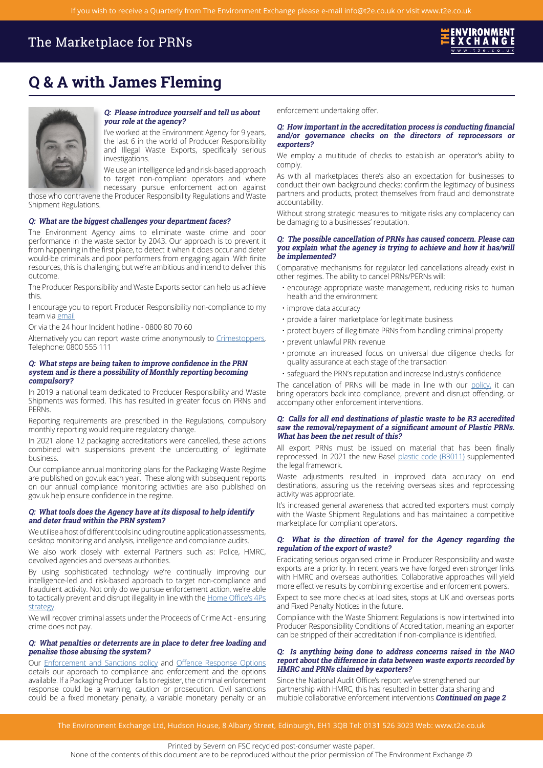# Q & A with James Fleming

***Q: Please introduce yourself and tell us about your role at the agency?***

I've worked at the Environment Agency for 9 years, the last 6 in the world of Producer Responsibility and Illegal Waste Exports, specifically serious investigations.

We use an intelligence led and risk-based approach to target non-compliant operators and where necessary pursue enforcement action against those who contravene the Producer Responsibility Regulations and Waste Shipment Regulations.

***Q: What are the biggest challenges your department faces?***

The Environment Agency aims to eliminate waste crime and poor performance in the waste sector by 2043. Our approach is to prevent it from happening in the first place, to detect it when it does occur and deter would-be criminals and poor performers from engaging again. With finite resources, this is challenging but we're ambitious and intend to deliver this outcome.

The Producer Responsibility and Waste Exports sector can help us achieve this.

I encourage you to report Producer Responsibility non-compliance to my team via email

Or via the 24 hour Incident hotline - 0800 80 70 60

Alternatively you can report waste crime anonymously to Crimestoppers, Telephone: 0800 555 111

***Q: What steps are being taken to improve confidence in the PRN system and is there a possibility of Monthly reporting becoming compulsory?***

In 2019 a national team dedicated to Producer Responsibility and Waste Shipments was formed. This has resulted in greater focus on PRNs and PERNs.

Reporting requirements are prescribed in the Regulations, compulsory monthly reporting would require regulatory change.

In 2021 alone 12 packaging accreditations were cancelled, these actions combined with suspensions prevent the undercutting of legitimate business.

Our compliance annual monitoring plans for the Packaging Waste Regime are published on gov.uk each year. These along with subsequent reports on our annual compliance monitoring activities are also published on gov.uk help ensure confidence in the regime.

***Q: What tools does the Agency have at its disposal to help identify and deter fraud within the PRN system?***

We utilise a host of different tools including routine application assessments, desktop monitoring and analysis, intelligence and compliance audits.

We also work closely with external Partners such as: Police, HMRC, devolved agencies and overseas authorities.

By using sophisticated technology we're continually improving our intelligence-led and risk-based approach to target non-compliance and fraudulent activity. Not only do we pursue enforcement action, we're able to tactically prevent and disrupt illegality in line with the Home Office's 4Ps strategy.

We will recover criminal assets under the Proceeds of Crime Act - ensuring crime does not pay.

***Q: What penalties or deterrents are in place to deter free loading and penalise those abusing the system?***

Our Enforcement and Sanctions policy and Offence Response Options details our approach to compliance and enforcement and the options available. If a Packaging Producer fails to register, the criminal enforcement response could be a warning, caution or prosecution. Civil sanctions could be a fixed monetary penalty, a variable monetary penalty or an enforcement undertaking offer.

***Q: How important in the accreditation process is conducting financial and/or governance checks on the directors of reprocessors or exporters?***

We employ a multitude of checks to establish an operator's ability to comply.

As with all marketplaces there's also an expectation for businesses to conduct their own background checks: confirm the legitimacy of business partners and products, protect themselves from fraud and demonstrate accountability.

Without strong strategic measures to mitigate risks any complacency can be damaging to a businesses' reputation.

***Q: The possible cancellation of PRNs has caused concern. Please can you explain what the agency is trying to achieve and how it has/will be implemented?***

Comparative mechanisms for regulator led cancellations already exist in other regimes. The ability to cancel PRNs/PERNs will:

- encourage appropriate waste management, reducing risks to human health and the environment
- improve data accuracy
- provide a fairer marketplace for legitimate business
- protect buyers of illegitimate PRNs from handling criminal property
- prevent unlawful PRN revenue
- promote an increased focus on universal due diligence checks for quality assurance at each stage of the transaction
- safeguard the PRN's reputation and increase Industry's confidence

The cancellation of PRNs will be made in line with our policy, it can bring operators back into compliance, prevent and disrupt offending, or accompany other enforcement interventions.

***Q: Calls for all end destinations of plastic waste to be R3 accredited saw the removal/repayment of a significant amount of Plastic PRNs. What has been the net result of this?***

All export PRNs must be issued on material that has been finally reprocessed. In 2021 the new Basel plastic code (B3011) supplemented the legal framework.

Waste adjustments resulted in improved data accuracy on end destinations, assuring us the receiving overseas sites and reprocessing activity was appropriate.

It's increased general awareness that accredited exporters must comply with the Waste Shipment Regulations and has maintained a competitive marketplace for compliant operators.

***Q: What is the direction of travel for the Agency regarding the regulation of the export of waste?***

Eradicating serious organised crime in Producer Responsibility and waste exports are a priority. In recent years we have forged even stronger links with HMRC and overseas authorities. Collaborative approaches will yield more effective results by combining expertise and enforcement powers.

Expect to see more checks at load sites, stops at UK and overseas ports and Fixed Penalty Notices in the future.

Compliance with the Waste Shipment Regulations is now intertwined into Producer Responsibility Conditions of Accreditation, meaning an exporter can be stripped of their accreditation if non-compliance is identified.

***Q: Is anything being done to address concerns raised in the NAO report about the difference in data between waste exports recorded by HMRC and PRNs claimed by exporters?***

Since the National Audit Office's report we've strengthened our partnership with HMRC, this has resulted in better data sharing and multiple collaborative enforcement interventions ***Continued on page 2***

Printed by Severn on FSC recycled post-consumer waste paper.
None of the contents of this document are to be reproduced without the prior permission of The Environment Exchange ©